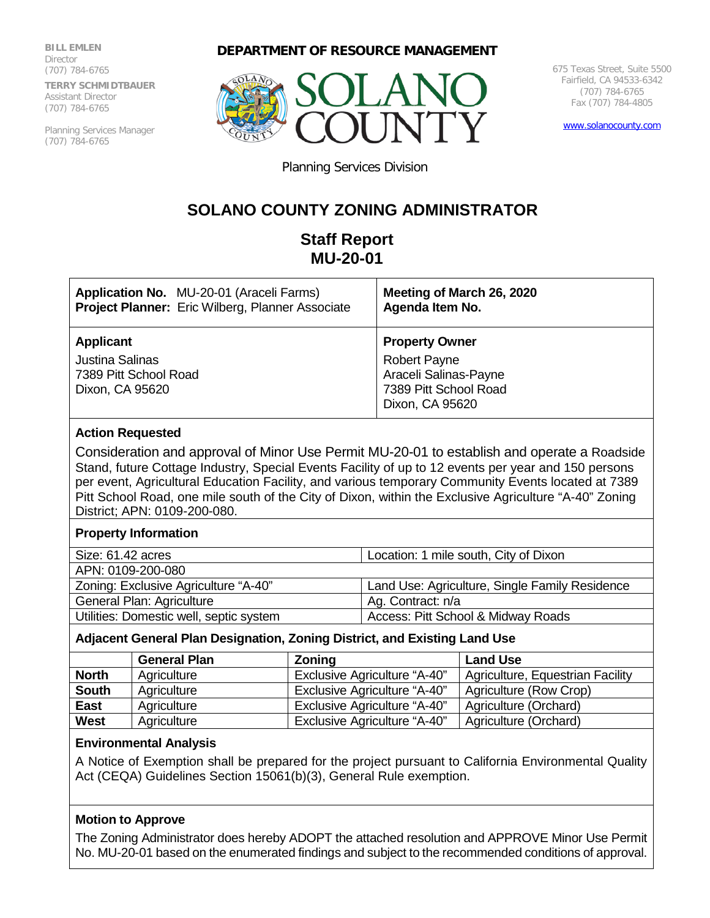**BILL EMLEN**
Director
(707) 784-6765

**TERRY SCHMIDTBAUER**
Assistant Director
(707) 784-6765

Planning Services Manager
(707) 784-6765

**DEPARTMENT OF RESOURCE MANAGEMENT**

SOLANO COUNTY

675 Texas Street, Suite 5500
Fairfield, CA 94533-6342
(707) 784-6765
Fax (707) 784-4805

www.solanocounty.com

Planning Services Division

# SOLANO COUNTY ZONING ADMINISTRATOR

## Staff Report
## MU-20-01

| | |
|---|---|
| **Application No.** MU-20-01 (Araceli Farms)<br>**Project Planner:** Eric Wilberg, Planner Associate | **Meeting of March 26, 2020**<br>**Agenda Item No.** |
| **Applicant**<br>Justina Salinas<br>7389 Pitt School Road<br>Dixon, CA 95620 | **Property Owner**<br>Robert Payne<br>Araceli Salinas-Payne<br>7389 Pitt School Road<br>Dixon, CA 95620 |

**Action Requested**

Consideration and approval of Minor Use Permit MU-20-01 to establish and operate a Roadside Stand, future Cottage Industry, Special Events Facility of up to 12 events per year and 150 persons per event, Agricultural Education Facility, and various temporary Community Events located at 7389 Pitt School Road, one mile south of the City of Dixon, within the Exclusive Agriculture "A-40" Zoning District; APN: 0109-200-080.

**Property Information**

| | |
|---|---|
| Size: 61.42 acres | Location: 1 mile south, City of Dixon |
| APN: 0109-200-080 | |
| Zoning: Exclusive Agriculture "A-40" | Land Use: Agriculture, Single Family Residence |
| General Plan: Agriculture | Ag. Contract: n/a |
| Utilities: Domestic well, septic system | Access: Pitt School & Midway Roads |

**Adjacent General Plan Designation, Zoning District, and Existing Land Use**

| | General Plan | Zoning | Land Use |
|---|---|---|---|
| **North** | Agriculture | Exclusive Agriculture "A-40" | Agriculture, Equestrian Facility |
| **South** | Agriculture | Exclusive Agriculture "A-40" | Agriculture (Row Crop) |
| **East** | Agriculture | Exclusive Agriculture "A-40" | Agriculture (Orchard) |
| **West** | Agriculture | Exclusive Agriculture "A-40" | Agriculture (Orchard) |

**Environmental Analysis**

A Notice of Exemption shall be prepared for the project pursuant to California Environmental Quality Act (CEQA) Guidelines Section 15061(b)(3), General Rule exemption.

**Motion to Approve**

The Zoning Administrator does hereby ADOPT the attached resolution and APPROVE Minor Use Permit No. MU-20-01 based on the enumerated findings and subject to the recommended conditions of approval.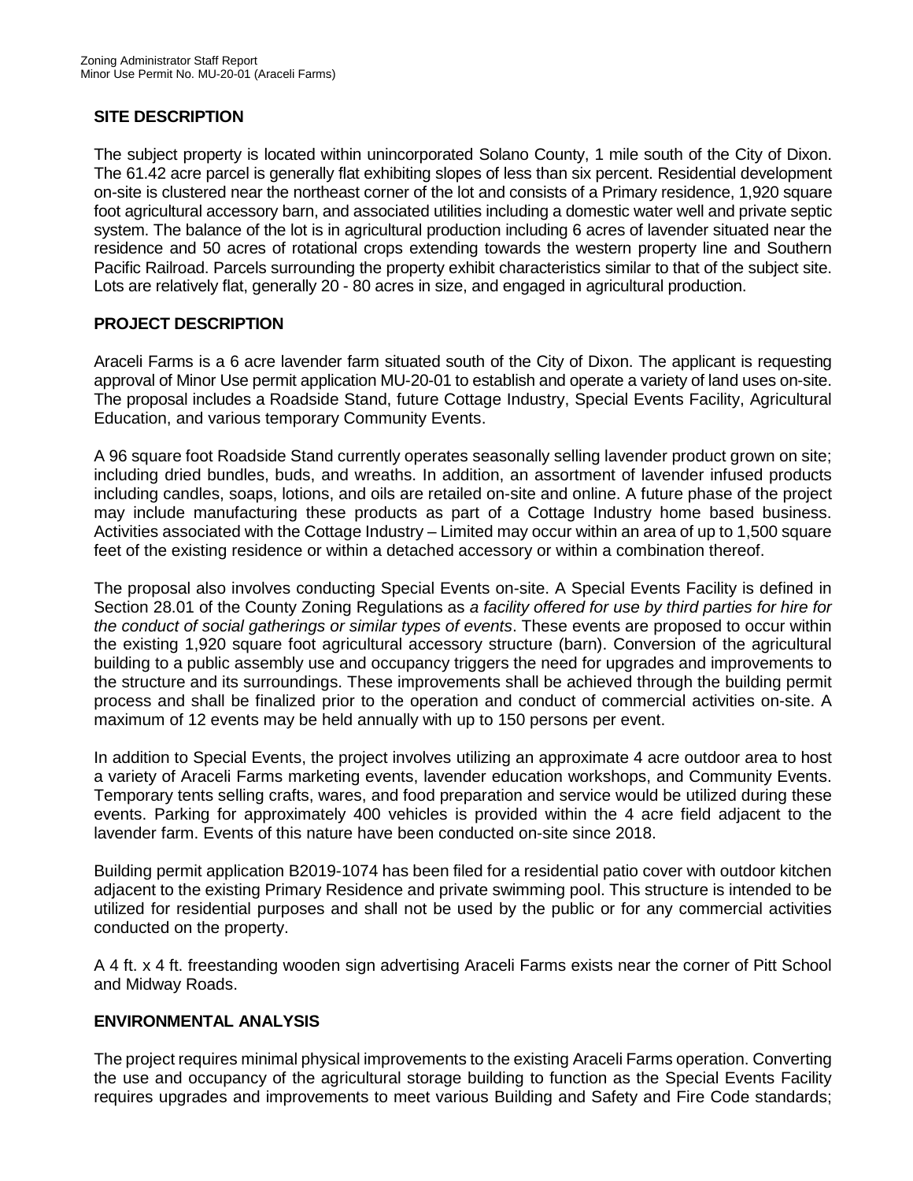## SITE DESCRIPTION

The subject property is located within unincorporated Solano County, 1 mile south of the City of Dixon. The 61.42 acre parcel is generally flat exhibiting slopes of less than six percent. Residential development on-site is clustered near the northeast corner of the lot and consists of a Primary residence, 1,920 square foot agricultural accessory barn, and associated utilities including a domestic water well and private septic system. The balance of the lot is in agricultural production including 6 acres of lavender situated near the residence and 50 acres of rotational crops extending towards the western property line and Southern Pacific Railroad. Parcels surrounding the property exhibit characteristics similar to that of the subject site. Lots are relatively flat, generally 20 - 80 acres in size, and engaged in agricultural production.

## PROJECT DESCRIPTION

Araceli Farms is a 6 acre lavender farm situated south of the City of Dixon. The applicant is requesting approval of Minor Use permit application MU-20-01 to establish and operate a variety of land uses on-site. The proposal includes a Roadside Stand, future Cottage Industry, Special Events Facility, Agricultural Education, and various temporary Community Events.

A 96 square foot Roadside Stand currently operates seasonally selling lavender product grown on site; including dried bundles, buds, and wreaths. In addition, an assortment of lavender infused products including candles, soaps, lotions, and oils are retailed on-site and online. A future phase of the project may include manufacturing these products as part of a Cottage Industry home based business. Activities associated with the Cottage Industry – Limited may occur within an area of up to 1,500 square feet of the existing residence or within a detached accessory or within a combination thereof.

The proposal also involves conducting Special Events on-site. A Special Events Facility is defined in Section 28.01 of the County Zoning Regulations as *a facility offered for use by third parties for hire for the conduct of social gatherings or similar types of events*. These events are proposed to occur within the existing 1,920 square foot agricultural accessory structure (barn). Conversion of the agricultural building to a public assembly use and occupancy triggers the need for upgrades and improvements to the structure and its surroundings. These improvements shall be achieved through the building permit process and shall be finalized prior to the operation and conduct of commercial activities on-site. A maximum of 12 events may be held annually with up to 150 persons per event.

In addition to Special Events, the project involves utilizing an approximate 4 acre outdoor area to host a variety of Araceli Farms marketing events, lavender education workshops, and Community Events. Temporary tents selling crafts, wares, and food preparation and service would be utilized during these events. Parking for approximately 400 vehicles is provided within the 4 acre field adjacent to the lavender farm. Events of this nature have been conducted on-site since 2018.

Building permit application B2019-1074 has been filed for a residential patio cover with outdoor kitchen adjacent to the existing Primary Residence and private swimming pool. This structure is intended to be utilized for residential purposes and shall not be used by the public or for any commercial activities conducted on the property.

A 4 ft. x 4 ft. freestanding wooden sign advertising Araceli Farms exists near the corner of Pitt School and Midway Roads.

## ENVIRONMENTAL ANALYSIS

The project requires minimal physical improvements to the existing Araceli Farms operation. Converting the use and occupancy of the agricultural storage building to function as the Special Events Facility requires upgrades and improvements to meet various Building and Safety and Fire Code standards;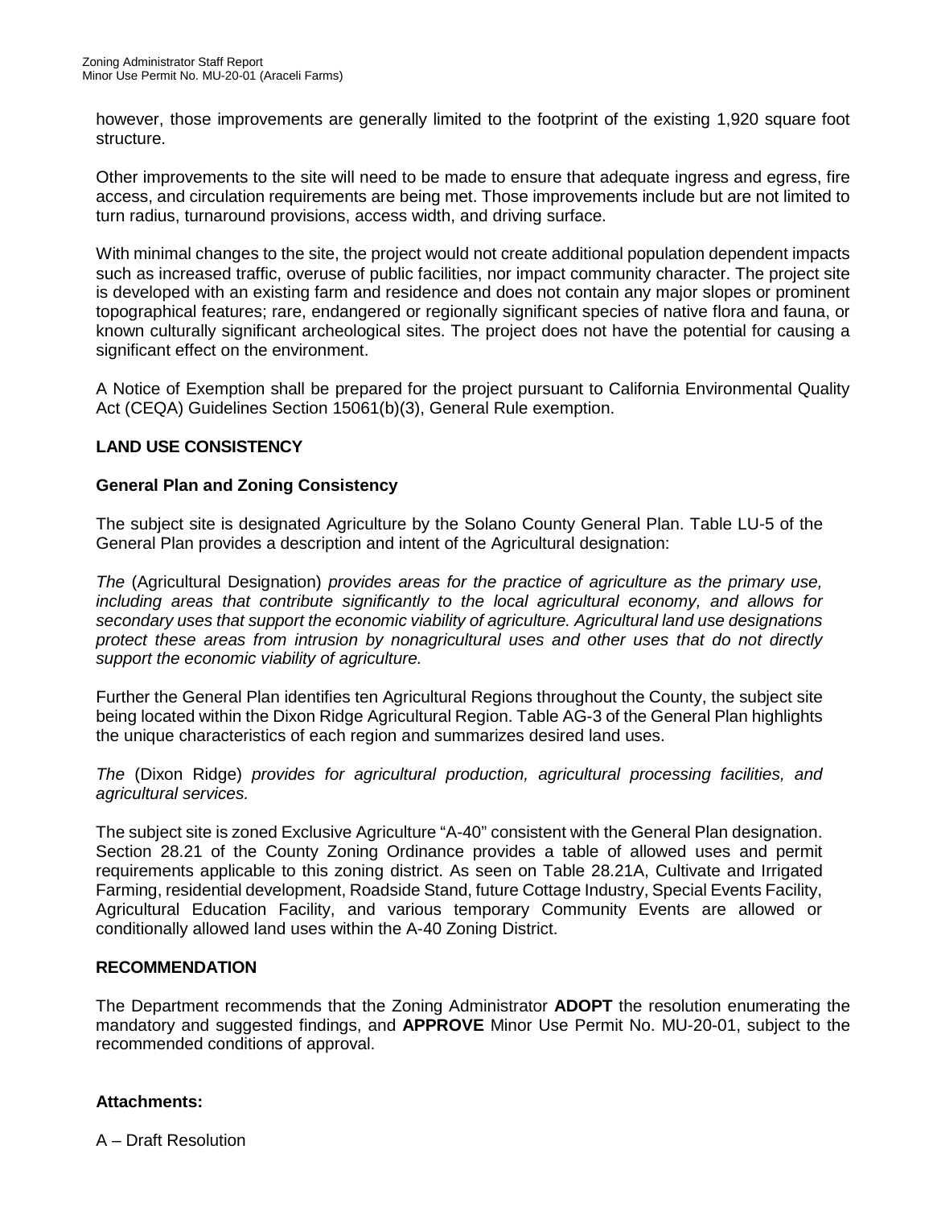however, those improvements are generally limited to the footprint of the existing 1,920 square foot structure.

Other improvements to the site will need to be made to ensure that adequate ingress and egress, fire access, and circulation requirements are being met. Those improvements include but are not limited to turn radius, turnaround provisions, access width, and driving surface.

With minimal changes to the site, the project would not create additional population dependent impacts such as increased traffic, overuse of public facilities, nor impact community character. The project site is developed with an existing farm and residence and does not contain any major slopes or prominent topographical features; rare, endangered or regionally significant species of native flora and fauna, or known culturally significant archeological sites. The project does not have the potential for causing a significant effect on the environment.

A Notice of Exemption shall be prepared for the project pursuant to California Environmental Quality Act (CEQA) Guidelines Section 15061(b)(3), General Rule exemption.

### LAND USE CONSISTENCY

#### General Plan and Zoning Consistency

The subject site is designated Agriculture by the Solano County General Plan. Table LU-5 of the General Plan provides a description and intent of the Agricultural designation:

*The* (Agricultural Designation) *provides areas for the practice of agriculture as the primary use, including areas that contribute significantly to the local agricultural economy, and allows for secondary uses that support the economic viability of agriculture. Agricultural land use designations protect these areas from intrusion by nonagricultural uses and other uses that do not directly support the economic viability of agriculture.*

Further the General Plan identifies ten Agricultural Regions throughout the County, the subject site being located within the Dixon Ridge Agricultural Region. Table AG-3 of the General Plan highlights the unique characteristics of each region and summarizes desired land uses.

*The* (Dixon Ridge) *provides for agricultural production, agricultural processing facilities, and agricultural services.*

The subject site is zoned Exclusive Agriculture "A-40" consistent with the General Plan designation. Section 28.21 of the County Zoning Ordinance provides a table of allowed uses and permit requirements applicable to this zoning district. As seen on Table 28.21A, Cultivate and Irrigated Farming, residential development, Roadside Stand, future Cottage Industry, Special Events Facility, Agricultural Education Facility, and various temporary Community Events are allowed or conditionally allowed land uses within the A-40 Zoning District.

### RECOMMENDATION

The Department recommends that the Zoning Administrator **ADOPT** the resolution enumerating the mandatory and suggested findings, and **APPROVE** Minor Use Permit No. MU-20-01, subject to the recommended conditions of approval.

**Attachments:**

A – Draft Resolution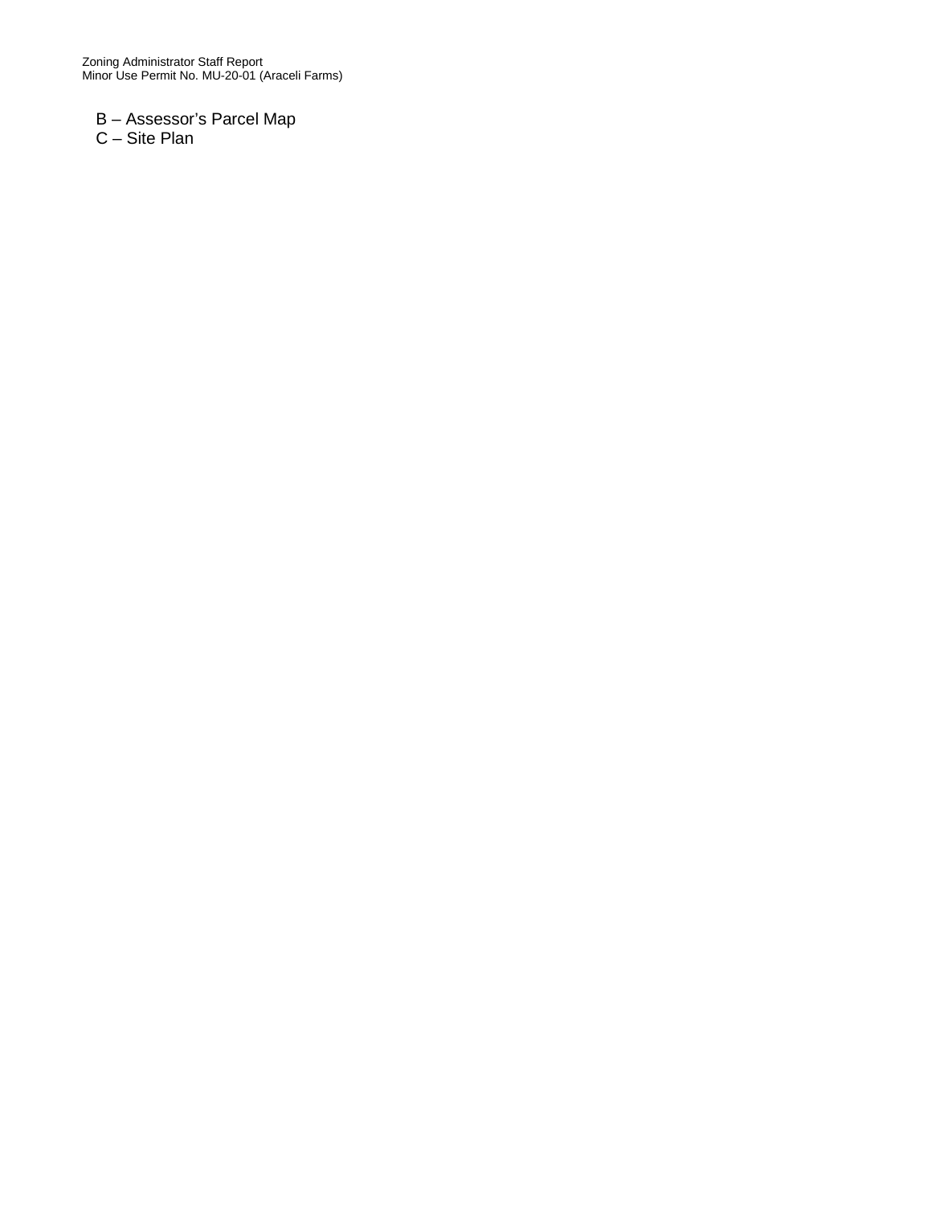B – Assessor’s Parcel Map
C – Site Plan